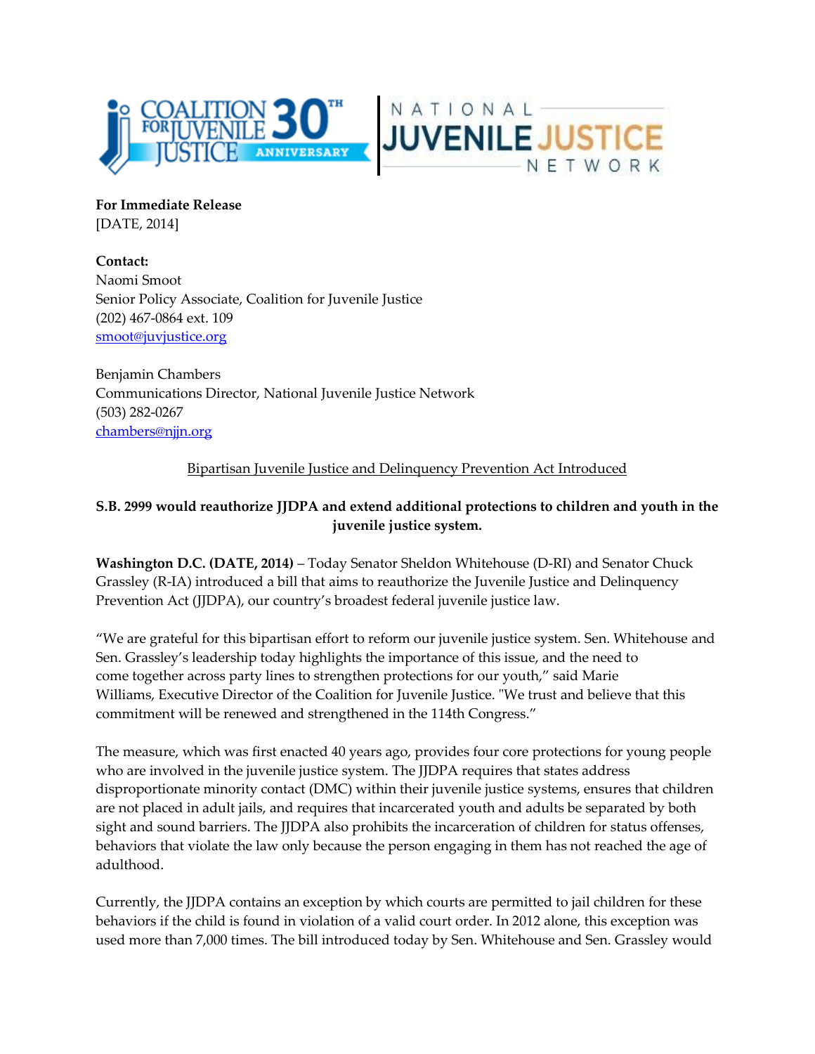**For Immediate Release**
[DATE, 2014]

**Contact:**
Naomi Smoot
Senior Policy Associate, Coalition for Juvenile Justice
(202) 467-0864 ext. 109
smoot@juvjustice.org

Benjamin Chambers
Communications Director, National Juvenile Justice Network
(503) 282-0267
chambers@njjn.org

Bipartisan Juvenile Justice and Delinquency Prevention Act Introduced

**S.B. 2999 would reauthorize JJDPA and extend additional protections to children and youth in the juvenile justice system.**

**Washington D.C. (DATE, 2014)** – Today Senator Sheldon Whitehouse (D-RI) and Senator Chuck Grassley (R-IA) introduced a bill that aims to reauthorize the Juvenile Justice and Delinquency Prevention Act (JJDPA), our country's broadest federal juvenile justice law.

"We are grateful for this bipartisan effort to reform our juvenile justice system. Sen. Whitehouse and Sen. Grassley's leadership today highlights the importance of this issue, and the need to come together across party lines to strengthen protections for our youth," said Marie Williams, Executive Director of the Coalition for Juvenile Justice. "We trust and believe that this commitment will be renewed and strengthened in the 114th Congress."

The measure, which was first enacted 40 years ago, provides four core protections for young people who are involved in the juvenile justice system. The JJDPA requires that states address disproportionate minority contact (DMC) within their juvenile justice systems, ensures that children are not placed in adult jails, and requires that incarcerated youth and adults be separated by both sight and sound barriers. The JJDPA also prohibits the incarceration of children for status offenses, behaviors that violate the law only because the person engaging in them has not reached the age of adulthood.

Currently, the JJDPA contains an exception by which courts are permitted to jail children for these behaviors if the child is found in violation of a valid court order. In 2012 alone, this exception was used more than 7,000 times. The bill introduced today by Sen. Whitehouse and Sen. Grassley would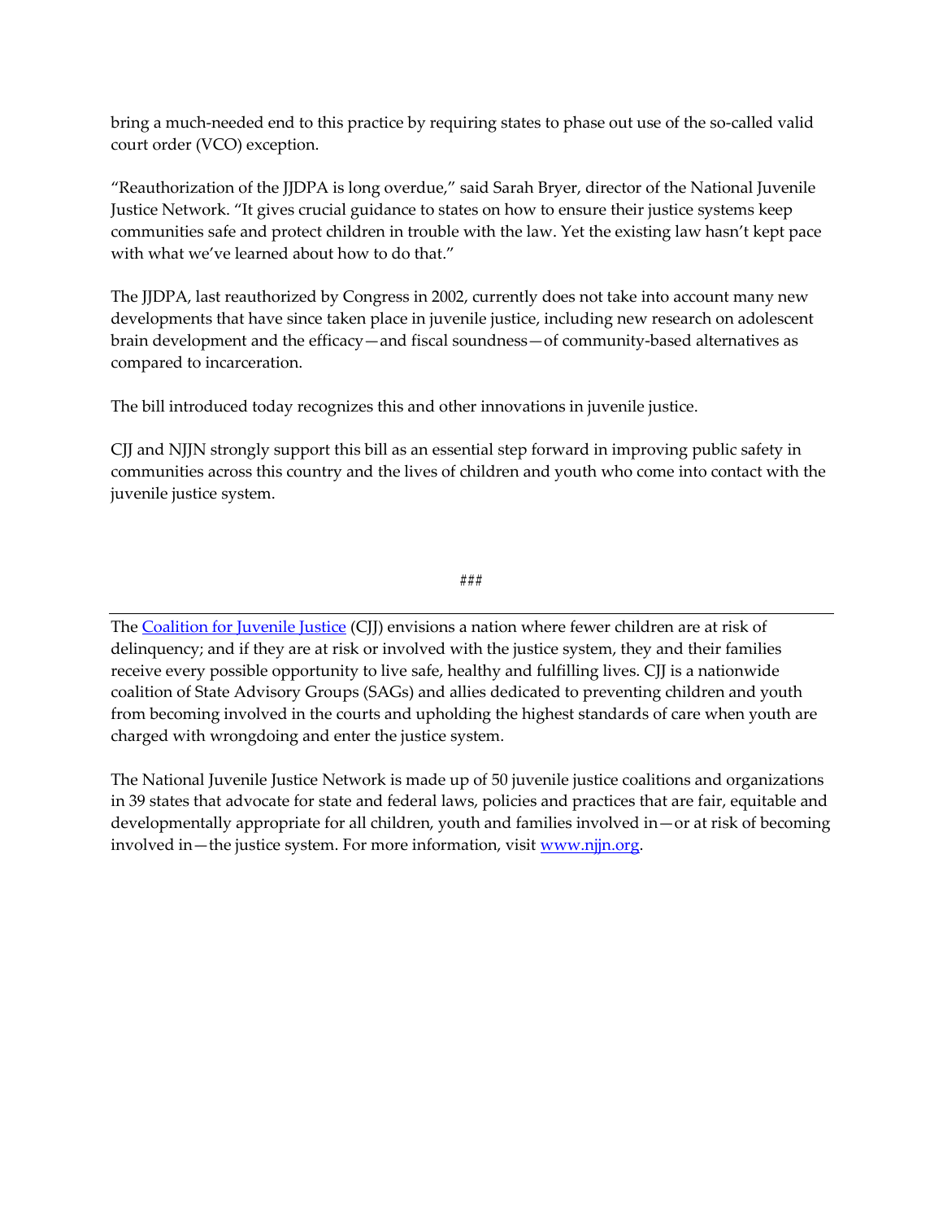bring a much-needed end to this practice by requiring states to phase out use of the so-called valid court order (VCO) exception.

"Reauthorization of the JJDPA is long overdue," said Sarah Bryer, director of the National Juvenile Justice Network. "It gives crucial guidance to states on how to ensure their justice systems keep communities safe and protect children in trouble with the law. Yet the existing law hasn't kept pace with what we've learned about how to do that."

The JJDPA, last reauthorized by Congress in 2002, currently does not take into account many new developments that have since taken place in juvenile justice, including new research on adolescent brain development and the efficacy—and fiscal soundness—of community-based alternatives as compared to incarceration.

The bill introduced today recognizes this and other innovations in juvenile justice.

CJJ and NJJN strongly support this bill as an essential step forward in improving public safety in communities across this country and the lives of children and youth who come into contact with the juvenile justice system.

###

---

The Coalition for Juvenile Justice (CJJ) envisions a nation where fewer children are at risk of delinquency; and if they are at risk or involved with the justice system, they and their families receive every possible opportunity to live safe, healthy and fulfilling lives. CJJ is a nationwide coalition of State Advisory Groups (SAGs) and allies dedicated to preventing children and youth from becoming involved in the courts and upholding the highest standards of care when youth are charged with wrongdoing and enter the justice system.

The National Juvenile Justice Network is made up of 50 juvenile justice coalitions and organizations in 39 states that advocate for state and federal laws, policies and practices that are fair, equitable and developmentally appropriate for all children, youth and families involved in—or at risk of becoming involved in—the justice system. For more information, visit www.njjn.org.